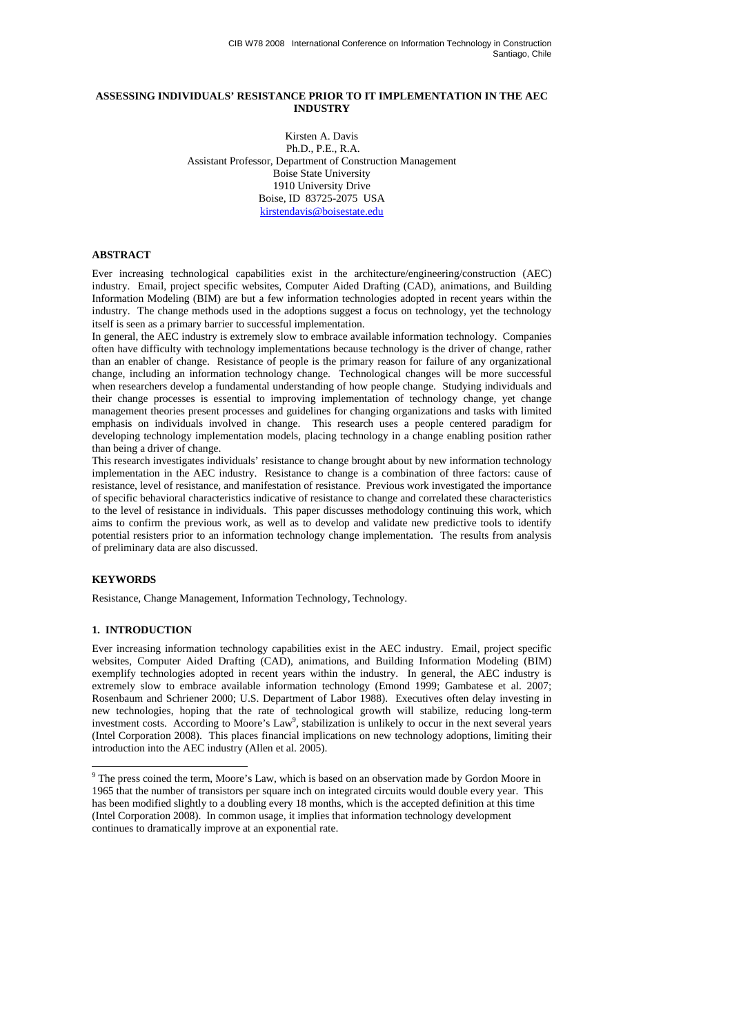# ASSESSING INDIVIDUALS' RESISTANCE PRIOR TO IT IMPLEMENTATION IN THE AEC INDUSTRY

Kirsten A. Davis
Ph.D., P.E., R.A.
Assistant Professor, Department of Construction Management
Boise State University
1910 University Drive
Boise, ID 83725-2075 USA
kirstendavis@boisestate.edu

## ABSTRACT

Ever increasing technological capabilities exist in the architecture/engineering/construction (AEC) industry. Email, project specific websites, Computer Aided Drafting (CAD), animations, and Building Information Modeling (BIM) are but a few information technologies adopted in recent years within the industry. The change methods used in the adoptions suggest a focus on technology, yet the technology itself is seen as a primary barrier to successful implementation.

In general, the AEC industry is extremely slow to embrace available information technology. Companies often have difficulty with technology implementations because technology is the driver of change, rather than an enabler of change. Resistance of people is the primary reason for failure of any organizational change, including an information technology change. Technological changes will be more successful when researchers develop a fundamental understanding of how people change. Studying individuals and their change processes is essential to improving implementation of technology change, yet change management theories present processes and guidelines for changing organizations and tasks with limited emphasis on individuals involved in change. This research uses a people centered paradigm for developing technology implementation models, placing technology in a change enabling position rather than being a driver of change.

This research investigates individuals' resistance to change brought about by new information technology implementation in the AEC industry. Resistance to change is a combination of three factors: cause of resistance, level of resistance, and manifestation of resistance. Previous work investigated the importance of specific behavioral characteristics indicative of resistance to change and correlated these characteristics to the level of resistance in individuals. This paper discusses methodology continuing this work, which aims to confirm the previous work, as well as to develop and validate new predictive tools to identify potential resisters prior to an information technology change implementation. The results from analysis of preliminary data are also discussed.

## KEYWORDS

Resistance, Change Management, Information Technology, Technology.

## 1. INTRODUCTION

Ever increasing information technology capabilities exist in the AEC industry. Email, project specific websites, Computer Aided Drafting (CAD), animations, and Building Information Modeling (BIM) exemplify technologies adopted in recent years within the industry. In general, the AEC industry is extremely slow to embrace available information technology (Emond 1999; Gambatese et al. 2007; Rosenbaum and Schriener 2000; U.S. Department of Labor 1988). Executives often delay investing in new technologies, hoping that the rate of technological growth will stabilize, reducing long-term investment costs. According to Moore's Law[9], stabilization is unlikely to occur in the next several years (Intel Corporation 2008). This places financial implications on new technology adoptions, limiting their introduction into the AEC industry (Allen et al. 2005).

[9] The press coined the term, Moore's Law, which is based on an observation made by Gordon Moore in 1965 that the number of transistors per square inch on integrated circuits would double every year. This has been modified slightly to a doubling every 18 months, which is the accepted definition at this time (Intel Corporation 2008). In common usage, it implies that information technology development continues to dramatically improve at an exponential rate.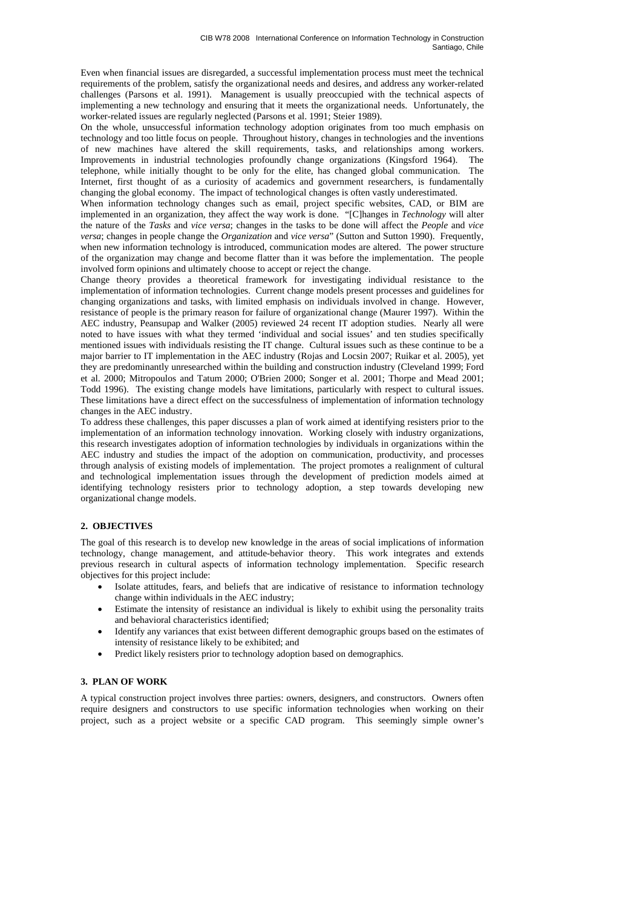Even when financial issues are disregarded, a successful implementation process must meet the technical requirements of the problem, satisfy the organizational needs and desires, and address any worker-related challenges (Parsons et al. 1991). Management is usually preoccupied with the technical aspects of implementing a new technology and ensuring that it meets the organizational needs. Unfortunately, the worker-related issues are regularly neglected (Parsons et al. 1991; Steier 1989).

On the whole, unsuccessful information technology adoption originates from too much emphasis on technology and too little focus on people. Throughout history, changes in technologies and the inventions of new machines have altered the skill requirements, tasks, and relationships among workers. Improvements in industrial technologies profoundly change organizations (Kingsford 1964). The telephone, while initially thought to be only for the elite, has changed global communication. The Internet, first thought of as a curiosity of academics and government researchers, is fundamentally changing the global economy. The impact of technological changes is often vastly underestimated.

When information technology changes such as email, project specific websites, CAD, or BIM are implemented in an organization, they affect the way work is done. "[C]hanges in *Technology* will alter the nature of the *Tasks* and *vice versa*; changes in the tasks to be done will affect the *People* and *vice versa*; changes in people change the *Organization* and *vice versa*" (Sutton and Sutton 1990). Frequently, when new information technology is introduced, communication modes are altered. The power structure of the organization may change and become flatter than it was before the implementation. The people involved form opinions and ultimately choose to accept or reject the change.

Change theory provides a theoretical framework for investigating individual resistance to the implementation of information technologies. Current change models present processes and guidelines for changing organizations and tasks, with limited emphasis on individuals involved in change. However, resistance of people is the primary reason for failure of organizational change (Maurer 1997). Within the AEC industry, Peansupap and Walker (2005) reviewed 24 recent IT adoption studies. Nearly all were noted to have issues with what they termed 'individual and social issues' and ten studies specifically mentioned issues with individuals resisting the IT change. Cultural issues such as these continue to be a major barrier to IT implementation in the AEC industry (Rojas and Locsin 2007; Ruikar et al. 2005), yet they are predominantly unresearched within the building and construction industry (Cleveland 1999; Ford et al. 2000; Mitropoulos and Tatum 2000; O'Brien 2000; Songer et al. 2001; Thorpe and Mead 2001; Todd 1996). The existing change models have limitations, particularly with respect to cultural issues. These limitations have a direct effect on the successfulness of implementation of information technology changes in the AEC industry.

To address these challenges, this paper discusses a plan of work aimed at identifying resisters prior to the implementation of an information technology innovation. Working closely with industry organizations, this research investigates adoption of information technologies by individuals in organizations within the AEC industry and studies the impact of the adoption on communication, productivity, and processes through analysis of existing models of implementation. The project promotes a realignment of cultural and technological implementation issues through the development of prediction models aimed at identifying technology resisters prior to technology adoption, a step towards developing new organizational change models.

## 2. OBJECTIVES

The goal of this research is to develop new knowledge in the areas of social implications of information technology, change management, and attitude-behavior theory. This work integrates and extends previous research in cultural aspects of information technology implementation. Specific research objectives for this project include:

- Isolate attitudes, fears, and beliefs that are indicative of resistance to information technology change within individuals in the AEC industry;
- Estimate the intensity of resistance an individual is likely to exhibit using the personality traits and behavioral characteristics identified;
- Identify any variances that exist between different demographic groups based on the estimates of intensity of resistance likely to be exhibited; and
- Predict likely resisters prior to technology adoption based on demographics.

## 3. PLAN OF WORK

A typical construction project involves three parties: owners, designers, and constructors. Owners often require designers and constructors to use specific information technologies when working on their project, such as a project website or a specific CAD program. This seemingly simple owner's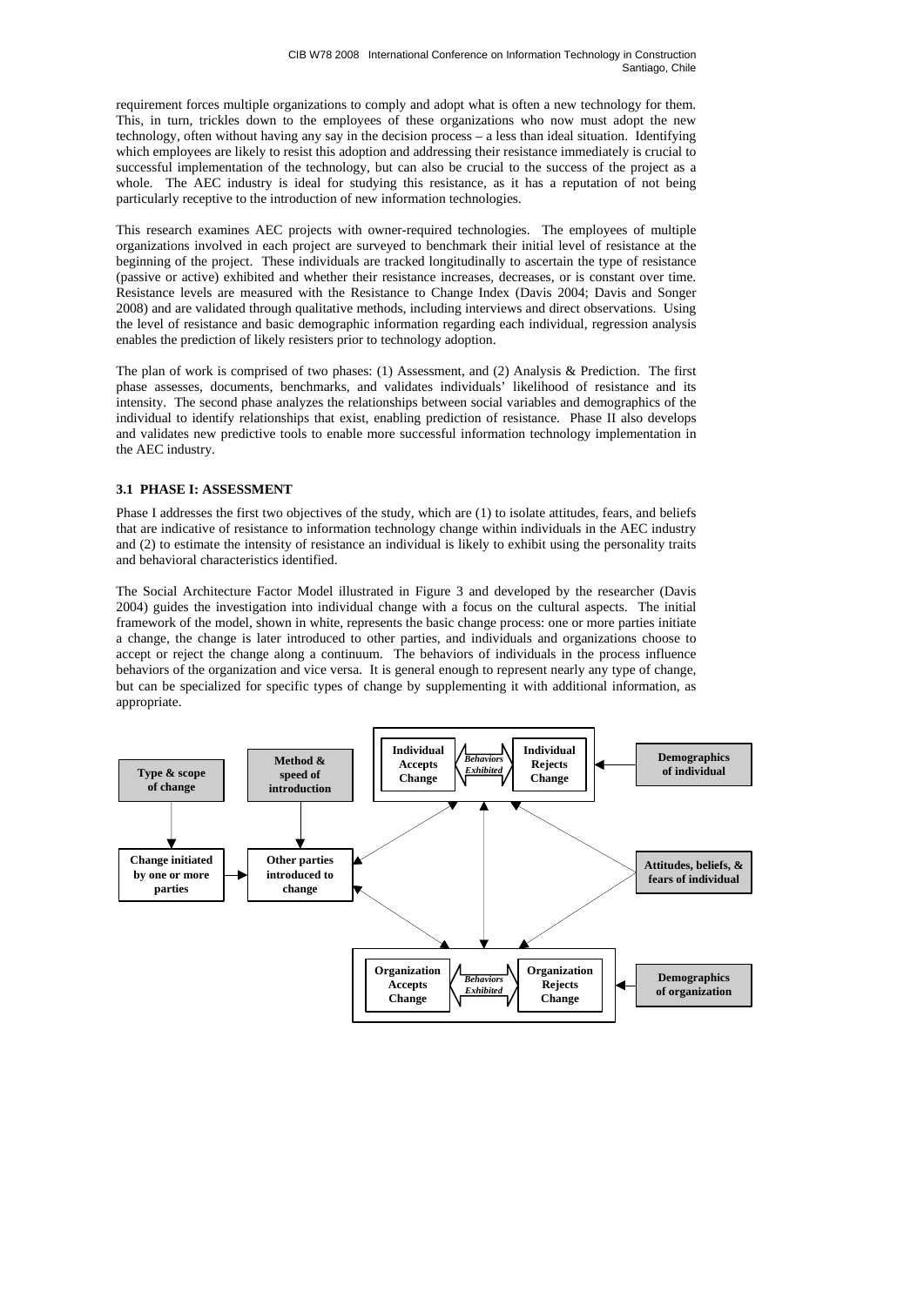requirement forces multiple organizations to comply and adopt what is often a new technology for them. This, in turn, trickles down to the employees of these organizations who now must adopt the new technology, often without having any say in the decision process – a less than ideal situation. Identifying which employees are likely to resist this adoption and addressing their resistance immediately is crucial to successful implementation of the technology, but can also be crucial to the success of the project as a whole. The AEC industry is ideal for studying this resistance, as it has a reputation of not being particularly receptive to the introduction of new information technologies.

This research examines AEC projects with owner-required technologies. The employees of multiple organizations involved in each project are surveyed to benchmark their initial level of resistance at the beginning of the project. These individuals are tracked longitudinally to ascertain the type of resistance (passive or active) exhibited and whether their resistance increases, decreases, or is constant over time. Resistance levels are measured with the Resistance to Change Index (Davis 2004; Davis and Songer 2008) and are validated through qualitative methods, including interviews and direct observations. Using the level of resistance and basic demographic information regarding each individual, regression analysis enables the prediction of likely resisters prior to technology adoption.

The plan of work is comprised of two phases: (1) Assessment, and (2) Analysis & Prediction. The first phase assesses, documents, benchmarks, and validates individuals' likelihood of resistance and its intensity. The second phase analyzes the relationships between social variables and demographics of the individual to identify relationships that exist, enabling prediction of resistance. Phase II also develops and validates new predictive tools to enable more successful information technology implementation in the AEC industry.

### 3.1 PHASE I: ASSESSMENT

Phase I addresses the first two objectives of the study, which are (1) to isolate attitudes, fears, and beliefs that are indicative of resistance to information technology change within individuals in the AEC industry and (2) to estimate the intensity of resistance an individual is likely to exhibit using the personality traits and behavioral characteristics identified.

The Social Architecture Factor Model illustrated in Figure 3 and developed by the researcher (Davis 2004) guides the investigation into individual change with a focus on the cultural aspects. The initial framework of the model, shown in white, represents the basic change process: one or more parties initiate a change, the change is later introduced to other parties, and individuals and organizations choose to accept or reject the change along a continuum. The behaviors of individuals in the process influence behaviors of the organization and vice versa. It is general enough to represent nearly any type of change, but can be specialized for specific types of change by supplementing it with additional information, as appropriate.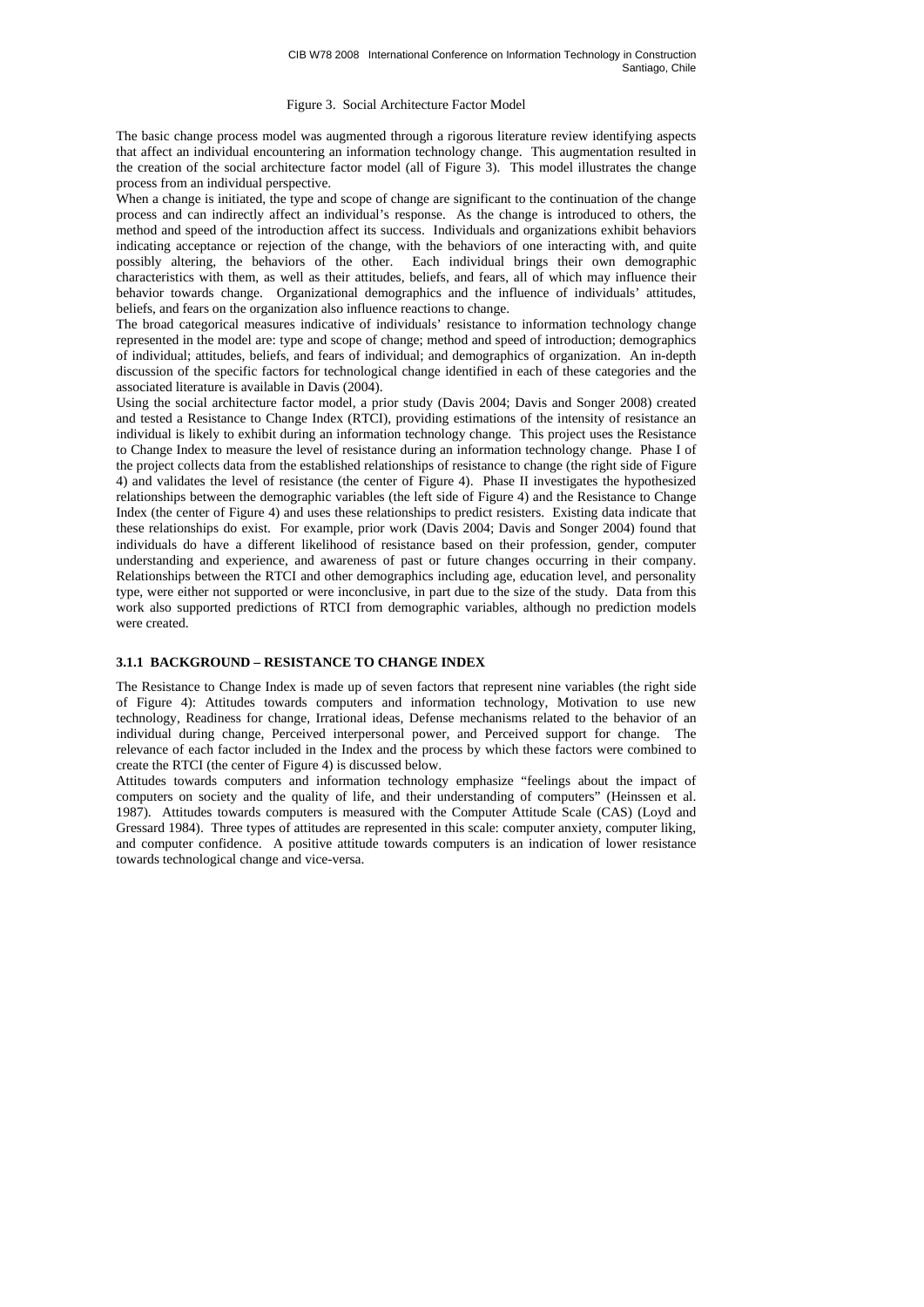Figure 3. Social Architecture Factor Model

The basic change process model was augmented through a rigorous literature review identifying aspects that affect an individual encountering an information technology change. This augmentation resulted in the creation of the social architecture factor model (all of Figure 3). This model illustrates the change process from an individual perspective.

When a change is initiated, the type and scope of change are significant to the continuation of the change process and can indirectly affect an individual's response. As the change is introduced to others, the method and speed of the introduction affect its success. Individuals and organizations exhibit behaviors indicating acceptance or rejection of the change, with the behaviors of one interacting with, and quite possibly altering, the behaviors of the other. Each individual brings their own demographic characteristics with them, as well as their attitudes, beliefs, and fears, all of which may influence their behavior towards change. Organizational demographics and the influence of individuals' attitudes, beliefs, and fears on the organization also influence reactions to change.

The broad categorical measures indicative of individuals' resistance to information technology change represented in the model are: type and scope of change; method and speed of introduction; demographics of individual; attitudes, beliefs, and fears of individual; and demographics of organization. An in-depth discussion of the specific factors for technological change identified in each of these categories and the associated literature is available in Davis (2004).

Using the social architecture factor model, a prior study (Davis 2004; Davis and Songer 2008) created and tested a Resistance to Change Index (RTCI), providing estimations of the intensity of resistance an individual is likely to exhibit during an information technology change. This project uses the Resistance to Change Index to measure the level of resistance during an information technology change. Phase I of the project collects data from the established relationships of resistance to change (the right side of Figure 4) and validates the level of resistance (the center of Figure 4). Phase II investigates the hypothesized relationships between the demographic variables (the left side of Figure 4) and the Resistance to Change Index (the center of Figure 4) and uses these relationships to predict resisters. Existing data indicate that these relationships do exist. For example, prior work (Davis 2004; Davis and Songer 2004) found that individuals do have a different likelihood of resistance based on their profession, gender, computer understanding and experience, and awareness of past or future changes occurring in their company. Relationships between the RTCI and other demographics including age, education level, and personality type, were either not supported or were inconclusive, in part due to the size of the study. Data from this work also supported predictions of RTCI from demographic variables, although no prediction models were created.

### 3.1.1 BACKGROUND – RESISTANCE TO CHANGE INDEX

The Resistance to Change Index is made up of seven factors that represent nine variables (the right side of Figure 4): Attitudes towards computers and information technology, Motivation to use new technology, Readiness for change, Irrational ideas, Defense mechanisms related to the behavior of an individual during change, Perceived interpersonal power, and Perceived support for change. The relevance of each factor included in the Index and the process by which these factors were combined to create the RTCI (the center of Figure 4) is discussed below.

Attitudes towards computers and information technology emphasize "feelings about the impact of computers on society and the quality of life, and their understanding of computers" (Heinssen et al. 1987). Attitudes towards computers is measured with the Computer Attitude Scale (CAS) (Loyd and Gressard 1984). Three types of attitudes are represented in this scale: computer anxiety, computer liking, and computer confidence. A positive attitude towards computers is an indication of lower resistance towards technological change and vice-versa.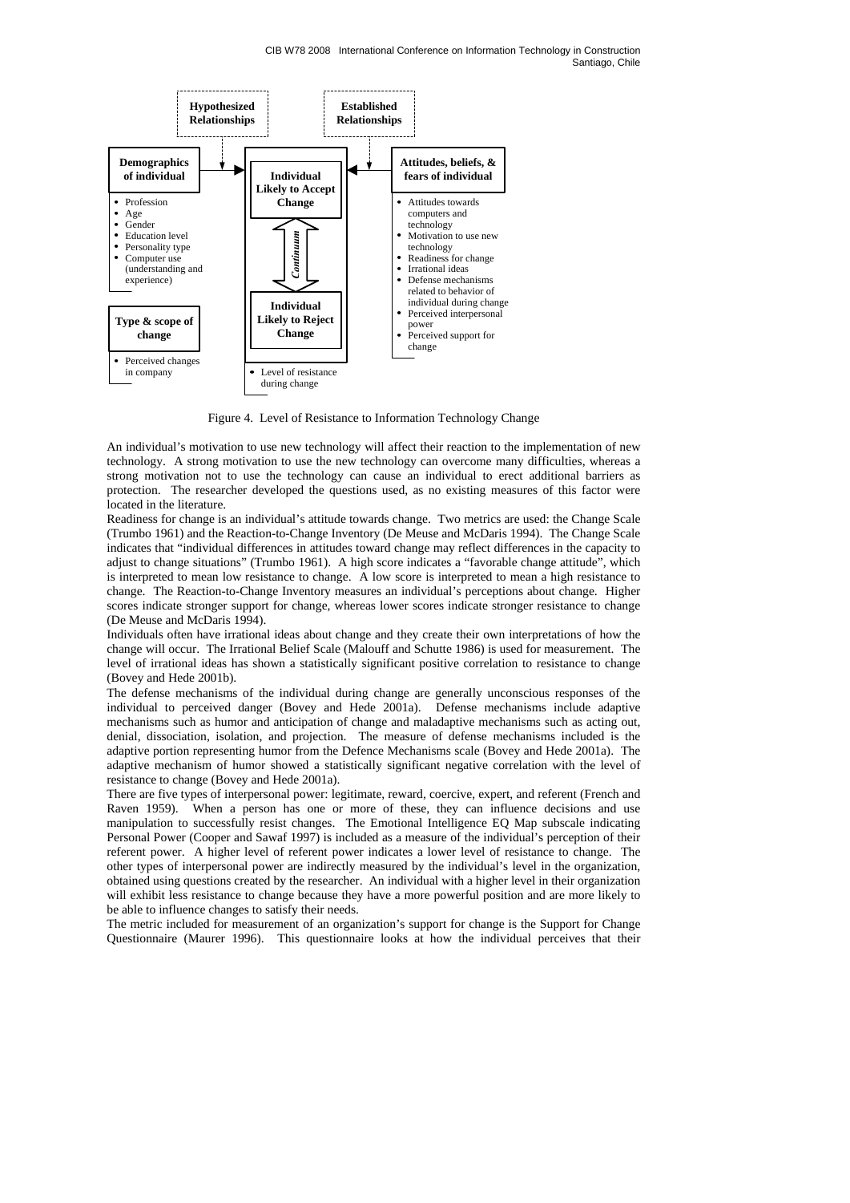**Hypothesized Relationships**

**Established Relationships**

**Demographics of individual**

- Profession
- Age
- Gender
- Education level
- Personality type
- Computer use (understanding and experience)

**Type & scope of change**

- Perceived changes in company

**Individual Likely to Accept Change**

*Continuum*

**Individual Likely to Reject Change**

- Level of resistance during change

**Attitudes, beliefs, & fears of individual**

- Attitudes towards computers and technology
- Motivation to use new technology
- Readiness for change
- Irrational ideas
- Defense mechanisms related to behavior of individual during change
- Perceived interpersonal power
- Perceived support for change

Figure 4. Level of Resistance to Information Technology Change

An individual's motivation to use new technology will affect their reaction to the implementation of new technology. A strong motivation to use the new technology can overcome many difficulties, whereas a strong motivation not to use the technology can cause an individual to erect additional barriers as protection. The researcher developed the questions used, as no existing measures of this factor were located in the literature.

Readiness for change is an individual's attitude towards change. Two metrics are used: the Change Scale (Trumbo 1961) and the Reaction-to-Change Inventory (De Meuse and McDaris 1994). The Change Scale indicates that "individual differences in attitudes toward change may reflect differences in the capacity to adjust to change situations" (Trumbo 1961). A high score indicates a "favorable change attitude", which is interpreted to mean low resistance to change. A low score is interpreted to mean a high resistance to change. The Reaction-to-Change Inventory measures an individual's perceptions about change. Higher scores indicate stronger support for change, whereas lower scores indicate stronger resistance to change (De Meuse and McDaris 1994).

Individuals often have irrational ideas about change and they create their own interpretations of how the change will occur. The Irrational Belief Scale (Malouff and Schutte 1986) is used for measurement. The level of irrational ideas has shown a statistically significant positive correlation to resistance to change (Bovey and Hede 2001b).

The defense mechanisms of the individual during change are generally unconscious responses of the individual to perceived danger (Bovey and Hede 2001a). Defense mechanisms include adaptive mechanisms such as humor and anticipation of change and maladaptive mechanisms such as acting out, denial, dissociation, isolation, and projection. The measure of defense mechanisms included is the adaptive portion representing humor from the Defence Mechanisms scale (Bovey and Hede 2001a). The adaptive mechanism of humor showed a statistically significant negative correlation with the level of resistance to change (Bovey and Hede 2001a).

There are five types of interpersonal power: legitimate, reward, coercive, expert, and referent (French and Raven 1959). When a person has one or more of these, they can influence decisions and use manipulation to successfully resist changes. The Emotional Intelligence EQ Map subscale indicating Personal Power (Cooper and Sawaf 1997) is included as a measure of the individual's perception of their referent power. A higher level of referent power indicates a lower level of resistance to change. The other types of interpersonal power are indirectly measured by the individual's level in the organization, obtained using questions created by the researcher. An individual with a higher level in their organization will exhibit less resistance to change because they have a more powerful position and are more likely to be able to influence changes to satisfy their needs.

The metric included for measurement of an organization's support for change is the Support for Change Questionnaire (Maurer 1996). This questionnaire looks at how the individual perceives that their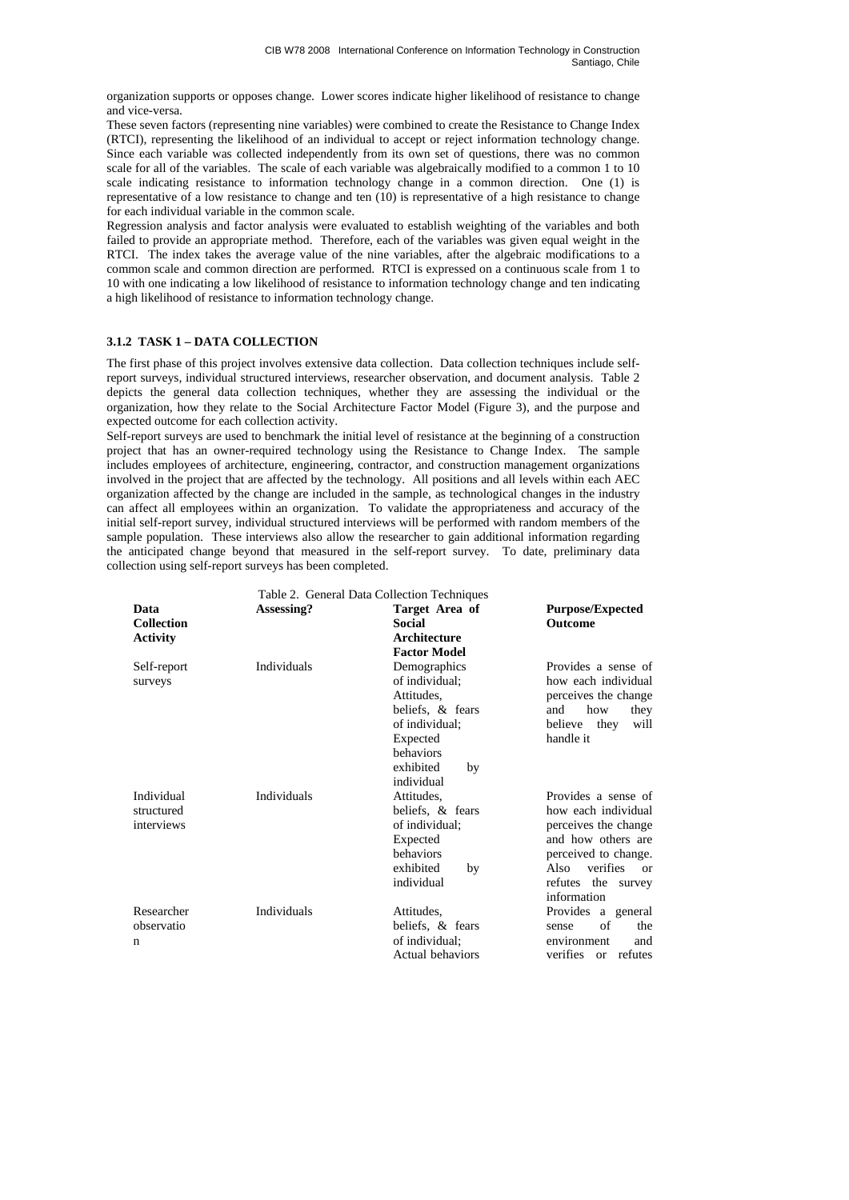organization supports or opposes change. Lower scores indicate higher likelihood of resistance to change and vice-versa.

These seven factors (representing nine variables) were combined to create the Resistance to Change Index (RTCI), representing the likelihood of an individual to accept or reject information technology change. Since each variable was collected independently from its own set of questions, there was no common scale for all of the variables. The scale of each variable was algebraically modified to a common 1 to 10 scale indicating resistance to information technology change in a common direction. One (1) is representative of a low resistance to change and ten (10) is representative of a high resistance to change for each individual variable in the common scale.

Regression analysis and factor analysis were evaluated to establish weighting of the variables and both failed to provide an appropriate method. Therefore, each of the variables was given equal weight in the RTCI. The index takes the average value of the nine variables, after the algebraic modifications to a common scale and common direction are performed. RTCI is expressed on a continuous scale from 1 to 10 with one indicating a low likelihood of resistance to information technology change and ten indicating a high likelihood of resistance to information technology change.

### 3.1.2 TASK 1 – DATA COLLECTION

The first phase of this project involves extensive data collection. Data collection techniques include self-report surveys, individual structured interviews, researcher observation, and document analysis. Table 2 depicts the general data collection techniques, whether they are assessing the individual or the organization, how they relate to the Social Architecture Factor Model (Figure 3), and the purpose and expected outcome for each collection activity.

Self-report surveys are used to benchmark the initial level of resistance at the beginning of a construction project that has an owner-required technology using the Resistance to Change Index. The sample includes employees of architecture, engineering, contractor, and construction management organizations involved in the project that are affected by the technology. All positions and all levels within each AEC organization affected by the change are included in the sample, as technological changes in the industry can affect all employees within an organization. To validate the appropriateness and accuracy of the initial self-report survey, individual structured interviews will be performed with random members of the sample population. These interviews also allow the researcher to gain additional information regarding the anticipated change beyond that measured in the self-report survey. To date, preliminary data collection using self-report surveys has been completed.

Table 2. General Data Collection Techniques

| **Data Collection Activity** | **Assessing?** | **Target Area of Social Architecture Factor Model** | **Purpose/Expected Outcome** |
|---|---|---|---|
| Self-report surveys | Individuals | Demographics of individual; Attitudes, beliefs, & fears of individual; Expected behaviors exhibited by individual | Provides a sense of how each individual perceives the change and how they believe they will handle it |
| Individual structured interviews | Individuals | Attitudes, beliefs, & fears of individual; Expected behaviors exhibited by individual | Provides a sense of how each individual perceives the change and how others are perceived to change. Also verifies or refutes the survey information |
| Researcher observation | Individuals | Attitudes, beliefs, & fears of individual; Actual behaviors | Provides a general sense of the environment and verifies or refutes |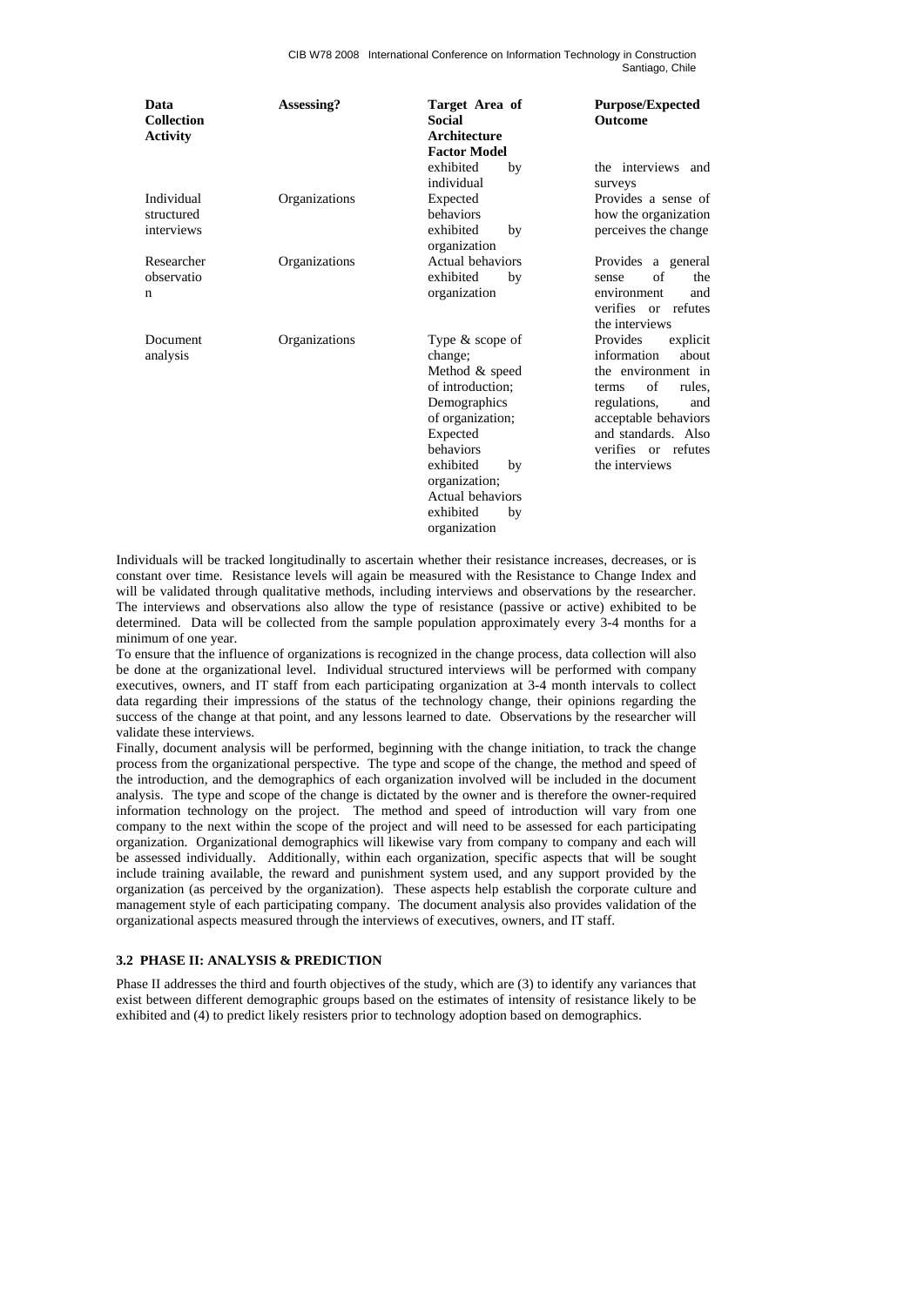| Data Collection Activity | Assessing? | Target Area of Social Architecture Factor Model | Purpose/Expected Outcome |
| --- | --- | --- | --- |
| | | exhibited by individual | the interviews and surveys |
| Individual structured interviews | Organizations | Expected behaviors exhibited by organization | Provides a sense of how the organization perceives the change |
| Researcher observation | Organizations | Actual behaviors exhibited by organization | Provides a general sense of the environment and verifies or refutes the interviews |
| Document analysis | Organizations | Type & scope of change; Method & speed of introduction; Demographics of organization; Expected behaviors exhibited by organization; Actual behaviors exhibited by organization | Provides explicit information about the environment in terms of rules, regulations, and acceptable behaviors and standards. Also verifies or refutes the interviews |

Individuals will be tracked longitudinally to ascertain whether their resistance increases, decreases, or is constant over time. Resistance levels will again be measured with the Resistance to Change Index and will be validated through qualitative methods, including interviews and observations by the researcher. The interviews and observations also allow the type of resistance (passive or active) exhibited to be determined. Data will be collected from the sample population approximately every 3-4 months for a minimum of one year.

To ensure that the influence of organizations is recognized in the change process, data collection will also be done at the organizational level. Individual structured interviews will be performed with company executives, owners, and IT staff from each participating organization at 3-4 month intervals to collect data regarding their impressions of the status of the technology change, their opinions regarding the success of the change at that point, and any lessons learned to date. Observations by the researcher will validate these interviews.

Finally, document analysis will be performed, beginning with the change initiation, to track the change process from the organizational perspective. The type and scope of the change, the method and speed of the introduction, and the demographics of each organization involved will be included in the document analysis. The type and scope of the change is dictated by the owner and is therefore the owner-required information technology on the project. The method and speed of introduction will vary from one company to the next within the scope of the project and will need to be assessed for each participating organization. Organizational demographics will likewise vary from company to company and each will be assessed individually. Additionally, within each organization, specific aspects that will be sought include training available, the reward and punishment system used, and any support provided by the organization (as perceived by the organization). These aspects help establish the corporate culture and management style of each participating company. The document analysis also provides validation of the organizational aspects measured through the interviews of executives, owners, and IT staff.

### 3.2 PHASE II: ANALYSIS & PREDICTION

Phase II addresses the third and fourth objectives of the study, which are (3) to identify any variances that exist between different demographic groups based on the estimates of intensity of resistance likely to be exhibited and (4) to predict likely resisters prior to technology adoption based on demographics.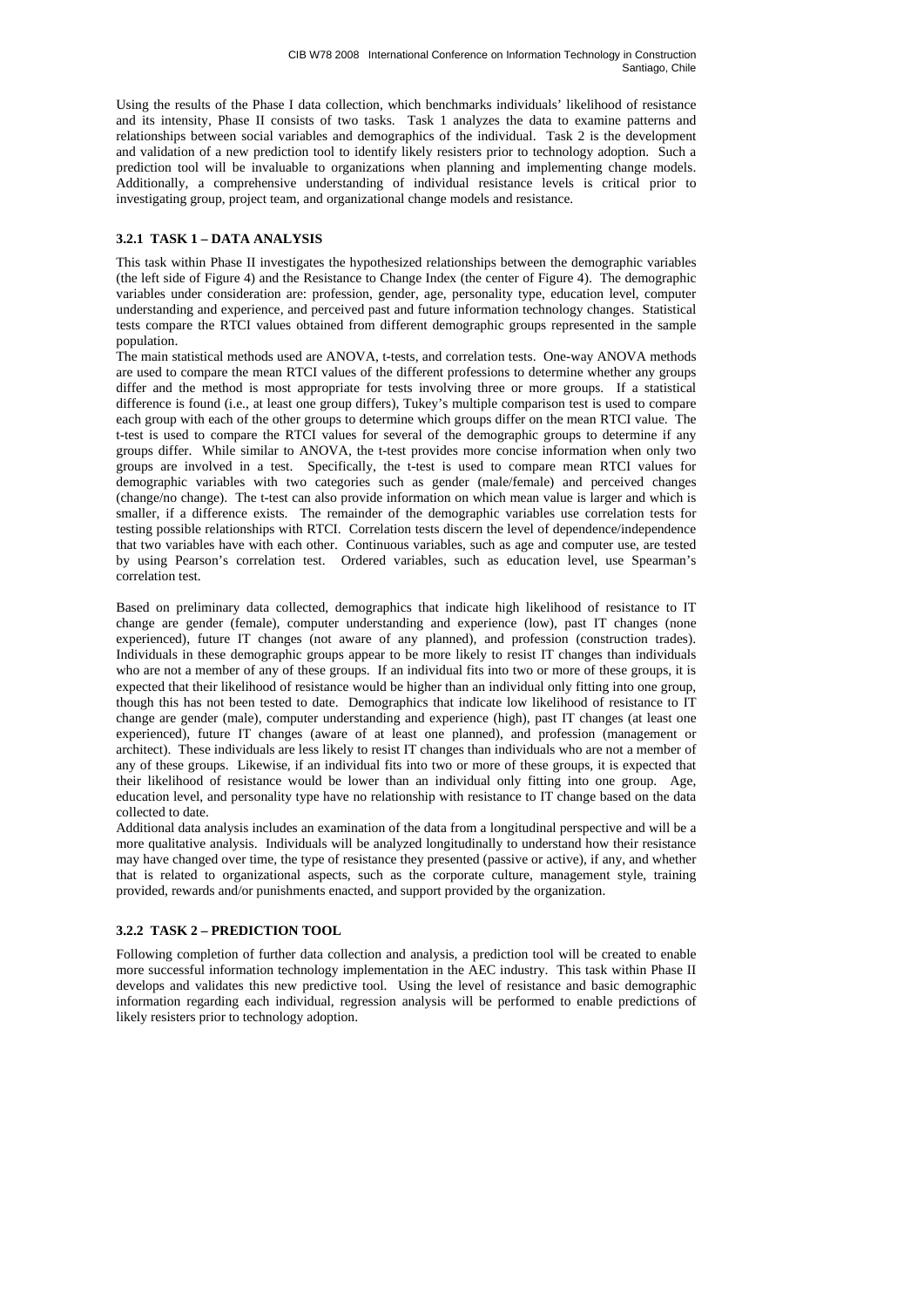Using the results of the Phase I data collection, which benchmarks individuals' likelihood of resistance and its intensity, Phase II consists of two tasks. Task 1 analyzes the data to examine patterns and relationships between social variables and demographics of the individual. Task 2 is the development and validation of a new prediction tool to identify likely resisters prior to technology adoption. Such a prediction tool will be invaluable to organizations when planning and implementing change models. Additionally, a comprehensive understanding of individual resistance levels is critical prior to investigating group, project team, and organizational change models and resistance.

### 3.2.1 TASK 1 – DATA ANALYSIS

This task within Phase II investigates the hypothesized relationships between the demographic variables (the left side of Figure 4) and the Resistance to Change Index (the center of Figure 4). The demographic variables under consideration are: profession, gender, age, personality type, education level, computer understanding and experience, and perceived past and future information technology changes. Statistical tests compare the RTCI values obtained from different demographic groups represented in the sample population.

The main statistical methods used are ANOVA, t-tests, and correlation tests. One-way ANOVA methods are used to compare the mean RTCI values of the different professions to determine whether any groups differ and the method is most appropriate for tests involving three or more groups. If a statistical difference is found (i.e., at least one group differs), Tukey's multiple comparison test is used to compare each group with each of the other groups to determine which groups differ on the mean RTCI value. The t-test is used to compare the RTCI values for several of the demographic groups to determine if any groups differ. While similar to ANOVA, the t-test provides more concise information when only two groups are involved in a test. Specifically, the t-test is used to compare mean RTCI values for demographic variables with two categories such as gender (male/female) and perceived changes (change/no change). The t-test can also provide information on which mean value is larger and which is smaller, if a difference exists. The remainder of the demographic variables use correlation tests for testing possible relationships with RTCI. Correlation tests discern the level of dependence/independence that two variables have with each other. Continuous variables, such as age and computer use, are tested by using Pearson's correlation test. Ordered variables, such as education level, use Spearman's correlation test.

Based on preliminary data collected, demographics that indicate high likelihood of resistance to IT change are gender (female), computer understanding and experience (low), past IT changes (none experienced), future IT changes (not aware of any planned), and profession (construction trades). Individuals in these demographic groups appear to be more likely to resist IT changes than individuals who are not a member of any of these groups. If an individual fits into two or more of these groups, it is expected that their likelihood of resistance would be higher than an individual only fitting into one group, though this has not been tested to date. Demographics that indicate low likelihood of resistance to IT change are gender (male), computer understanding and experience (high), past IT changes (at least one experienced), future IT changes (aware of at least one planned), and profession (management or architect). These individuals are less likely to resist IT changes than individuals who are not a member of any of these groups. Likewise, if an individual fits into two or more of these groups, it is expected that their likelihood of resistance would be lower than an individual only fitting into one group. Age, education level, and personality type have no relationship with resistance to IT change based on the data collected to date.

Additional data analysis includes an examination of the data from a longitudinal perspective and will be a more qualitative analysis. Individuals will be analyzed longitudinally to understand how their resistance may have changed over time, the type of resistance they presented (passive or active), if any, and whether that is related to organizational aspects, such as the corporate culture, management style, training provided, rewards and/or punishments enacted, and support provided by the organization.

### 3.2.2 TASK 2 – PREDICTION TOOL

Following completion of further data collection and analysis, a prediction tool will be created to enable more successful information technology implementation in the AEC industry. This task within Phase II develops and validates this new predictive tool. Using the level of resistance and basic demographic information regarding each individual, regression analysis will be performed to enable predictions of likely resisters prior to technology adoption.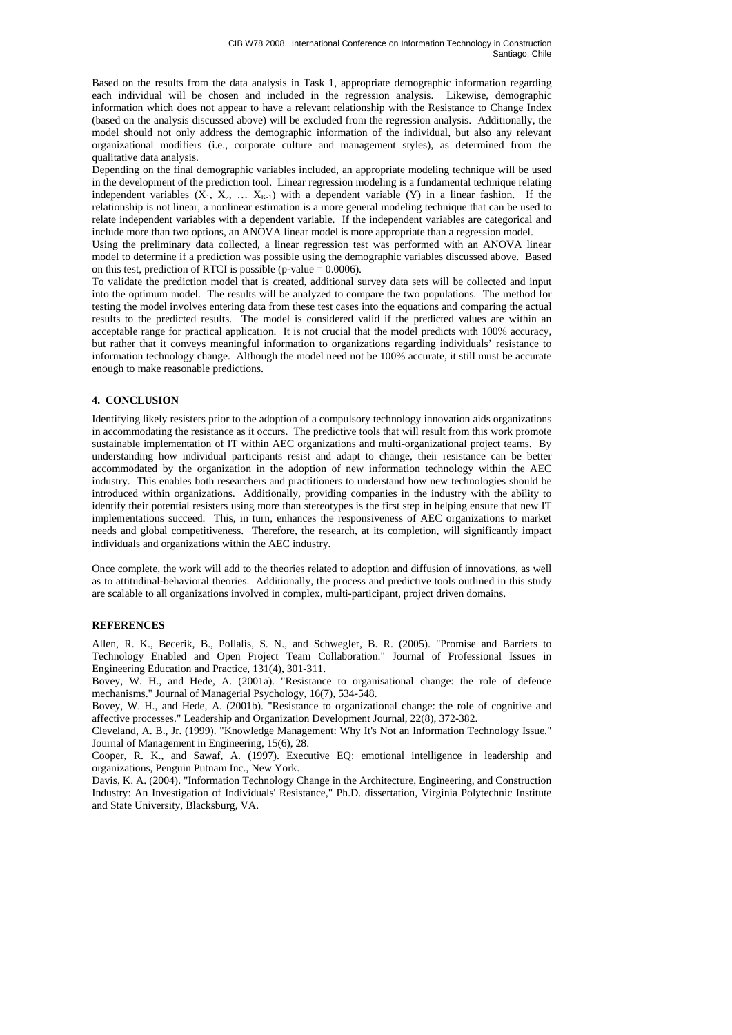Based on the results from the data analysis in Task 1, appropriate demographic information regarding each individual will be chosen and included in the regression analysis. Likewise, demographic information which does not appear to have a relevant relationship with the Resistance to Change Index (based on the analysis discussed above) will be excluded from the regression analysis. Additionally, the model should not only address the demographic information of the individual, but also any relevant organizational modifiers (i.e., corporate culture and management styles), as determined from the qualitative data analysis.

Depending on the final demographic variables included, an appropriate modeling technique will be used in the development of the prediction tool. Linear regression modeling is a fundamental technique relating independent variables ($X_1$, $X_2$, … $X_{K-1}$) with a dependent variable (Y) in a linear fashion. If the relationship is not linear, a nonlinear estimation is a more general modeling technique that can be used to relate independent variables with a dependent variable. If the independent variables are categorical and include more than two options, an ANOVA linear model is more appropriate than a regression model.

Using the preliminary data collected, a linear regression test was performed with an ANOVA linear model to determine if a prediction was possible using the demographic variables discussed above. Based on this test, prediction of RTCI is possible (p-value = 0.0006).

To validate the prediction model that is created, additional survey data sets will be collected and input into the optimum model. The results will be analyzed to compare the two populations. The method for testing the model involves entering data from these test cases into the equations and comparing the actual results to the predicted results. The model is considered valid if the predicted values are within an acceptable range for practical application. It is not crucial that the model predicts with 100% accuracy, but rather that it conveys meaningful information to organizations regarding individuals' resistance to information technology change. Although the model need not be 100% accurate, it still must be accurate enough to make reasonable predictions.

## 4. CONCLUSION

Identifying likely resisters prior to the adoption of a compulsory technology innovation aids organizations in accommodating the resistance as it occurs. The predictive tools that will result from this work promote sustainable implementation of IT within AEC organizations and multi-organizational project teams. By understanding how individual participants resist and adapt to change, their resistance can be better accommodated by the organization in the adoption of new information technology within the AEC industry. This enables both researchers and practitioners to understand how new technologies should be introduced within organizations. Additionally, providing companies in the industry with the ability to identify their potential resisters using more than stereotypes is the first step in helping ensure that new IT implementations succeed. This, in turn, enhances the responsiveness of AEC organizations to market needs and global competitiveness. Therefore, the research, at its completion, will significantly impact individuals and organizations within the AEC industry.

Once complete, the work will add to the theories related to adoption and diffusion of innovations, as well as to attitudinal-behavioral theories. Additionally, the process and predictive tools outlined in this study are scalable to all organizations involved in complex, multi-participant, project driven domains.

## REFERENCES

Allen, R. K., Becerik, B., Pollalis, S. N., and Schwegler, B. R. (2005). "Promise and Barriers to Technology Enabled and Open Project Team Collaboration." Journal of Professional Issues in Engineering Education and Practice, 131(4), 301-311.

Bovey, W. H., and Hede, A. (2001a). "Resistance to organisational change: the role of defence mechanisms." Journal of Managerial Psychology, 16(7), 534-548.

Bovey, W. H., and Hede, A. (2001b). "Resistance to organizational change: the role of cognitive and affective processes." Leadership and Organization Development Journal, 22(8), 372-382.

Cleveland, A. B., Jr. (1999). "Knowledge Management: Why It's Not an Information Technology Issue." Journal of Management in Engineering, 15(6), 28.

Cooper, R. K., and Sawaf, A. (1997). Executive EQ: emotional intelligence in leadership and organizations, Penguin Putnam Inc., New York.

Davis, K. A. (2004). "Information Technology Change in the Architecture, Engineering, and Construction Industry: An Investigation of Individuals' Resistance," Ph.D. dissertation, Virginia Polytechnic Institute and State University, Blacksburg, VA.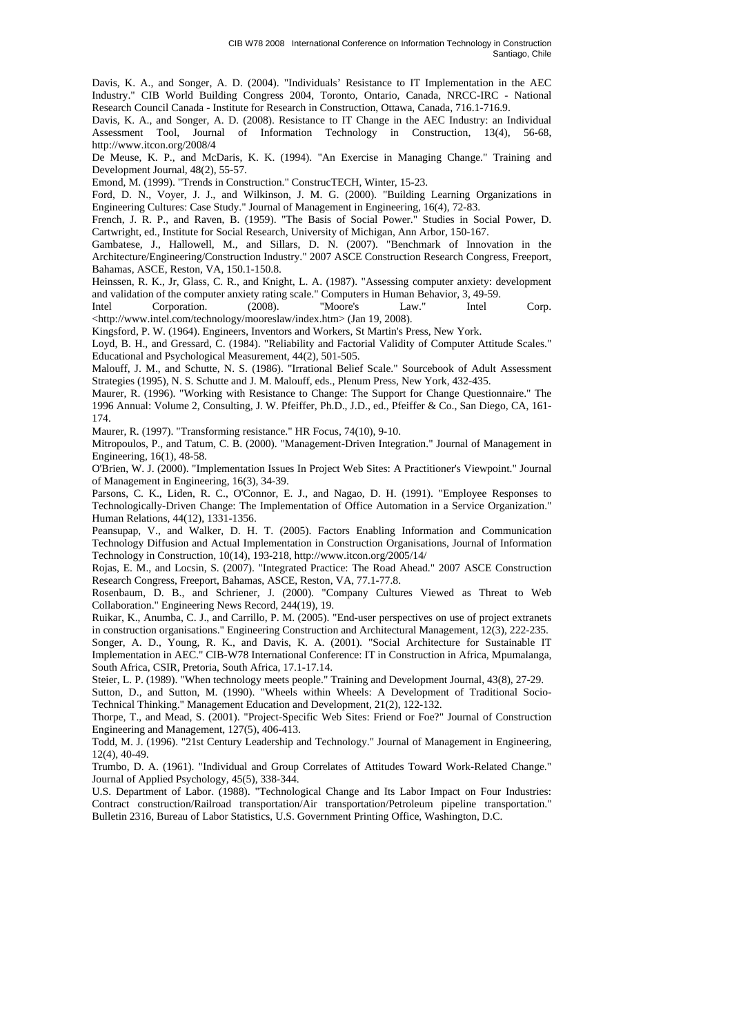Davis, K. A., and Songer, A. D. (2004). "Individuals' Resistance to IT Implementation in the AEC Industry." CIB World Building Congress 2004, Toronto, Ontario, Canada, NRCC-IRC - National Research Council Canada - Institute for Research in Construction, Ottawa, Canada, 716.1-716.9.

Davis, K. A., and Songer, A. D. (2008). Resistance to IT Change in the AEC Industry: an Individual Assessment Tool, Journal of Information Technology in Construction, 13(4), 56-68, http://www.itcon.org/2008/4

De Meuse, K. P., and McDaris, K. K. (1994). "An Exercise in Managing Change." Training and Development Journal, 48(2), 55-57.

Emond, M. (1999). "Trends in Construction." ConstrucTECH, Winter, 15-23.

Ford, D. N., Voyer, J. J., and Wilkinson, J. M. G. (2000). "Building Learning Organizations in Engineering Cultures: Case Study." Journal of Management in Engineering, 16(4), 72-83.

French, J. R. P., and Raven, B. (1959). "The Basis of Social Power." Studies in Social Power, D. Cartwright, ed., Institute for Social Research, University of Michigan, Ann Arbor, 150-167.

Gambatese, J., Hallowell, M., and Sillars, D. N. (2007). "Benchmark of Innovation in the Architecture/Engineering/Construction Industry." 2007 ASCE Construction Research Congress, Freeport, Bahamas, ASCE, Reston, VA, 150.1-150.8.

Heinssen, R. K., Jr, Glass, C. R., and Knight, L. A. (1987). "Assessing computer anxiety: development and validation of the computer anxiety rating scale." Computers in Human Behavior, 3, 49-59.

Intel Corporation. (2008). "Moore's Law." Intel Corp. <http://www.intel.com/technology/mooreslaw/index.htm> (Jan 19, 2008).

Kingsford, P. W. (1964). Engineers, Inventors and Workers, St Martin's Press, New York.

Loyd, B. H., and Gressard, C. (1984). "Reliability and Factorial Validity of Computer Attitude Scales." Educational and Psychological Measurement, 44(2), 501-505.

Malouff, J. M., and Schutte, N. S. (1986). "Irrational Belief Scale." Sourcebook of Adult Assessment Strategies (1995), N. S. Schutte and J. M. Malouff, eds., Plenum Press, New York, 432-435.

Maurer, R. (1996). "Working with Resistance to Change: The Support for Change Questionnaire." The 1996 Annual: Volume 2, Consulting, J. W. Pfeiffer, Ph.D., J.D., ed., Pfeiffer & Co., San Diego, CA, 161-174.

Maurer, R. (1997). "Transforming resistance." HR Focus, 74(10), 9-10.

Mitropoulos, P., and Tatum, C. B. (2000). "Management-Driven Integration." Journal of Management in Engineering, 16(1), 48-58.

O'Brien, W. J. (2000). "Implementation Issues In Project Web Sites: A Practitioner's Viewpoint." Journal of Management in Engineering, 16(3), 34-39.

Parsons, C. K., Liden, R. C., O'Connor, E. J., and Nagao, D. H. (1991). "Employee Responses to Technologically-Driven Change: The Implementation of Office Automation in a Service Organization." Human Relations, 44(12), 1331-1356.

Peansupap, V., and Walker, D. H. T. (2005). Factors Enabling Information and Communication Technology Diffusion and Actual Implementation in Construction Organisations, Journal of Information Technology in Construction, 10(14), 193-218, http://www.itcon.org/2005/14/

Rojas, E. M., and Locsin, S. (2007). "Integrated Practice: The Road Ahead." 2007 ASCE Construction Research Congress, Freeport, Bahamas, ASCE, Reston, VA, 77.1-77.8.

Rosenbaum, D. B., and Schriener, J. (2000). "Company Cultures Viewed as Threat to Web Collaboration." Engineering News Record, 244(19), 19.

Ruikar, K., Anumba, C. J., and Carrillo, P. M. (2005). "End-user perspectives on use of project extranets in construction organisations." Engineering Construction and Architectural Management, 12(3), 222-235.

Songer, A. D., Young, R. K., and Davis, K. A. (2001). "Social Architecture for Sustainable IT Implementation in AEC." CIB-W78 International Conference: IT in Construction in Africa, Mpumalanga, South Africa, CSIR, Pretoria, South Africa, 17.1-17.14.

Steier, L. P. (1989). "When technology meets people." Training and Development Journal, 43(8), 27-29.

Sutton, D., and Sutton, M. (1990). "Wheels within Wheels: A Development of Traditional Socio-Technical Thinking." Management Education and Development, 21(2), 122-132.

Thorpe, T., and Mead, S. (2001). "Project-Specific Web Sites: Friend or Foe?" Journal of Construction Engineering and Management, 127(5), 406-413.

Todd, M. J. (1996). "21st Century Leadership and Technology." Journal of Management in Engineering, 12(4), 40-49.

Trumbo, D. A. (1961). "Individual and Group Correlates of Attitudes Toward Work-Related Change." Journal of Applied Psychology, 45(5), 338-344.

U.S. Department of Labor. (1988). "Technological Change and Its Labor Impact on Four Industries: Contract construction/Railroad transportation/Air transportation/Petroleum pipeline transportation." Bulletin 2316, Bureau of Labor Statistics, U.S. Government Printing Office, Washington, D.C.